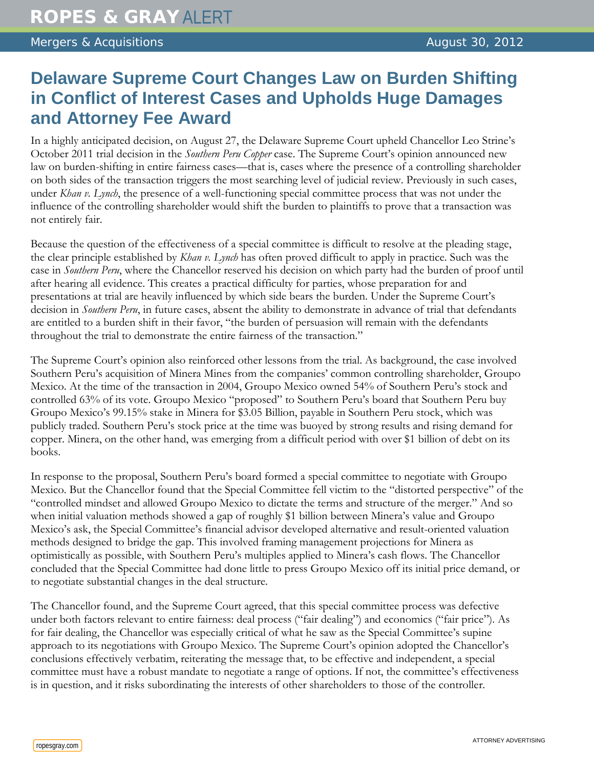# Delaware Supreme Court Changes Law on Burden Shifting in Conflict of Interest Cases and Upholds Huge Damages and Attorney Fee Award

In a highly anticipated decision, on August 27, the Delaware Supreme Court upheld Chancellor Leo Strine's October 2011 trial decision in the *Southern Peru Copper* case. The Supreme Court's opinion announced new law on burden-shifting in entire fairness cases—that is, cases where the presence of a controlling shareholder on both sides of the transaction triggers the most searching level of judicial review. Previously in such cases, under *Khan v. Lynch*, the presence of a well-functioning special committee process that was not under the influence of the controlling shareholder would shift the burden to plaintiffs to prove that a transaction was not entirely fair.

Because the question of the effectiveness of a special committee is difficult to resolve at the pleading stage, the clear principle established by *Khan v. Lynch* has often proved difficult to apply in practice. Such was the case in *Southern Peru*, where the Chancellor reserved his decision on which party had the burden of proof until after hearing all evidence. This creates a practical difficulty for parties, whose preparation for and presentations at trial are heavily influenced by which side bears the burden. Under the Supreme Court's decision in *Southern Peru*, in future cases, absent the ability to demonstrate in advance of trial that defendants are entitled to a burden shift in their favor, "the burden of persuasion will remain with the defendants throughout the trial to demonstrate the entire fairness of the transaction."

The Supreme Court's opinion also reinforced other lessons from the trial. As background, the case involved Southern Peru's acquisition of Minera Mines from the companies' common controlling shareholder, Groupo Mexico. At the time of the transaction in 2004, Groupo Mexico owned 54% of Southern Peru's stock and controlled 63% of its vote. Groupo Mexico "proposed" to Southern Peru's board that Southern Peru buy Groupo Mexico's 99.15% stake in Minera for $3.05 Billion, payable in Southern Peru stock, which was publicly traded. Southern Peru's stock price at the time was buoyed by strong results and rising demand for copper. Minera, on the other hand, was emerging from a difficult period with over $1 billion of debt on its books.

In response to the proposal, Southern Peru's board formed a special committee to negotiate with Groupo Mexico. But the Chancellor found that the Special Committee fell victim to the "distorted perspective" of the "controlled mindset and allowed Groupo Mexico to dictate the terms and structure of the merger." And so when initial valuation methods showed a gap of roughly $1 billion between Minera's value and Groupo Mexico's ask, the Special Committee's financial advisor developed alternative and result-oriented valuation methods designed to bridge the gap. This involved framing management projections for Minera as optimistically as possible, with Southern Peru's multiples applied to Minera's cash flows. The Chancellor concluded that the Special Committee had done little to press Groupo Mexico off its initial price demand, or to negotiate substantial changes in the deal structure.

The Chancellor found, and the Supreme Court agreed, that this special committee process was defective under both factors relevant to entire fairness: deal process ("fair dealing") and economics ("fair price"). As for fair dealing, the Chancellor was especially critical of what he saw as the Special Committee's supine approach to its negotiations with Groupo Mexico. The Supreme Court's opinion adopted the Chancellor's conclusions effectively verbatim, reiterating the message that, to be effective and independent, a special committee must have a robust mandate to negotiate a range of options. If not, the committee's effectiveness is in question, and it risks subordinating the interests of other shareholders to those of the controller.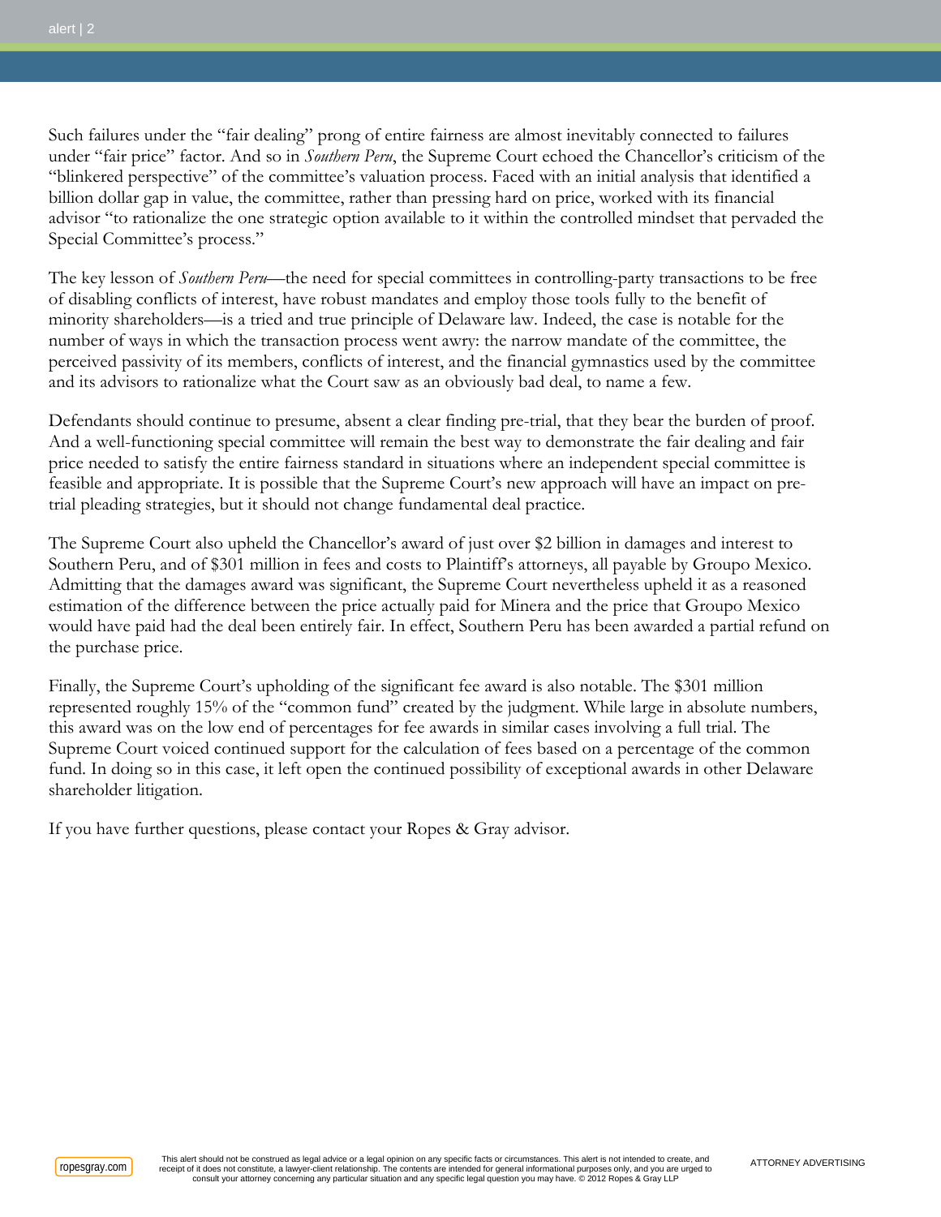Such failures under the "fair dealing" prong of entire fairness are almost inevitably connected to failures under "fair price" factor. And so in *Southern Peru*, the Supreme Court echoed the Chancellor's criticism of the "blinkered perspective" of the committee's valuation process. Faced with an initial analysis that identified a billion dollar gap in value, the committee, rather than pressing hard on price, worked with its financial advisor "to rationalize the one strategic option available to it within the controlled mindset that pervaded the Special Committee's process."

The key lesson of *Southern Peru*—the need for special committees in controlling-party transactions to be free of disabling conflicts of interest, have robust mandates and employ those tools fully to the benefit of minority shareholders—is a tried and true principle of Delaware law. Indeed, the case is notable for the number of ways in which the transaction process went awry: the narrow mandate of the committee, the perceived passivity of its members, conflicts of interest, and the financial gymnastics used by the committee and its advisors to rationalize what the Court saw as an obviously bad deal, to name a few.

Defendants should continue to presume, absent a clear finding pre-trial, that they bear the burden of proof. And a well-functioning special committee will remain the best way to demonstrate the fair dealing and fair price needed to satisfy the entire fairness standard in situations where an independent special committee is feasible and appropriate. It is possible that the Supreme Court's new approach will have an impact on pre-trial pleading strategies, but it should not change fundamental deal practice.

The Supreme Court also upheld the Chancellor's award of just over $2 billion in damages and interest to Southern Peru, and of $301 million in fees and costs to Plaintiff's attorneys, all payable by Groupo Mexico. Admitting that the damages award was significant, the Supreme Court nevertheless upheld it as a reasoned estimation of the difference between the price actually paid for Minera and the price that Groupo Mexico would have paid had the deal been entirely fair. In effect, Southern Peru has been awarded a partial refund on the purchase price.

Finally, the Supreme Court's upholding of the significant fee award is also notable. The $301 million represented roughly 15% of the "common fund" created by the judgment. While large in absolute numbers, this award was on the low end of percentages for fee awards in similar cases involving a full trial. The Supreme Court voiced continued support for the calculation of fees based on a percentage of the common fund. In doing so in this case, it left open the continued possibility of exceptional awards in other Delaware shareholder litigation.

If you have further questions, please contact your Ropes & Gray advisor.

This alert should not be construed as legal advice or a legal opinion on any specific facts or circumstances. This alert is not intended to create, and receipt of it does not constitute, a lawyer-client relationship. The contents are intended for general informational purposes only, and you are urged to consult your attorney concerning any particular situation and any specific legal question you may have. © 2012 Ropes & Gray LLP

ATTORNEY ADVERTISING